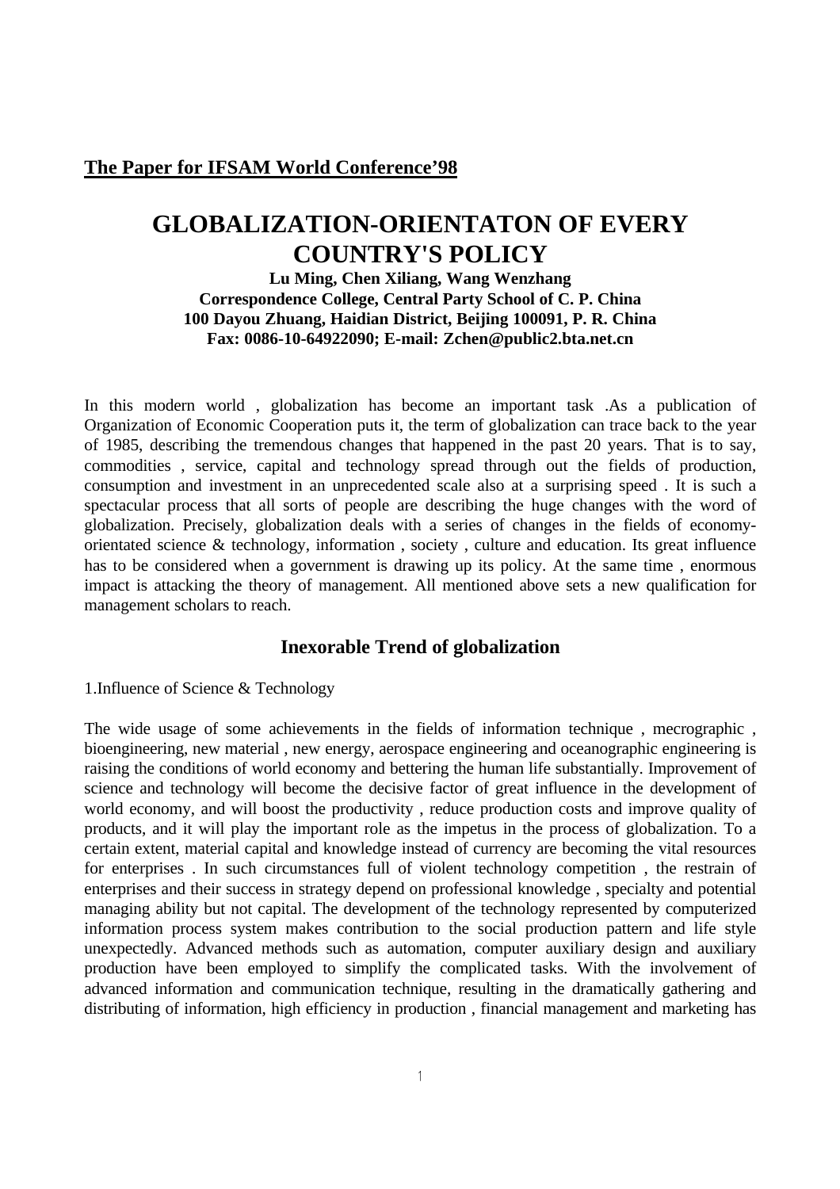**The Paper for IFSAM World Conference'98**

# GLOBALIZATION-ORIENTATON OF EVERY COUNTRY'S POLICY

**Lu Ming, Chen Xiliang, Wang Wenzhang**
**Correspondence College, Central Party School of C. P. China**
**100 Dayou Zhuang, Haidian District, Beijing 100091, P. R. China**
**Fax: 0086-10-64922090; E-mail: Zchen@public2.bta.net.cn**

In this modern world , globalization has become an important task .As a publication of Organization of Economic Cooperation puts it, the term of globalization can trace back to the year of 1985, describing the tremendous changes that happened in the past 20 years. That is to say, commodities , service, capital and technology spread through out the fields of production, consumption and investment in an unprecedented scale also at a surprising speed . It is such a spectacular process that all sorts of people are describing the huge changes with the word of globalization. Precisely, globalization deals with a series of changes in the fields of economy-orientated science & technology, information , society , culture and education. Its great influence has to be considered when a government is drawing up its policy. At the same time , enormous impact is attacking the theory of management. All mentioned above sets a new qualification for management scholars to reach.

## Inexorable Trend of globalization

1.Influence of Science & Technology

The wide usage of some achievements in the fields of information technique , mecrographic , bioengineering, new material , new energy, aerospace engineering and oceanographic engineering is raising the conditions of world economy and bettering the human life substantially. Improvement of science and technology will become the decisive factor of great influence in the development of world economy, and will boost the productivity , reduce production costs and improve quality of products, and it will play the important role as the impetus in the process of globalization. To a certain extent, material capital and knowledge instead of currency are becoming the vital resources for enterprises . In such circumstances full of violent technology competition , the restrain of enterprises and their success in strategy depend on professional knowledge , specialty and potential managing ability but not capital. The development of the technology represented by computerized information process system makes contribution to the social production pattern and life style unexpectedly. Advanced methods such as automation, computer auxiliary design and auxiliary production have been employed to simplify the complicated tasks. With the involvement of advanced information and communication technique, resulting in the dramatically gathering and distributing of information, high efficiency in production , financial management and marketing has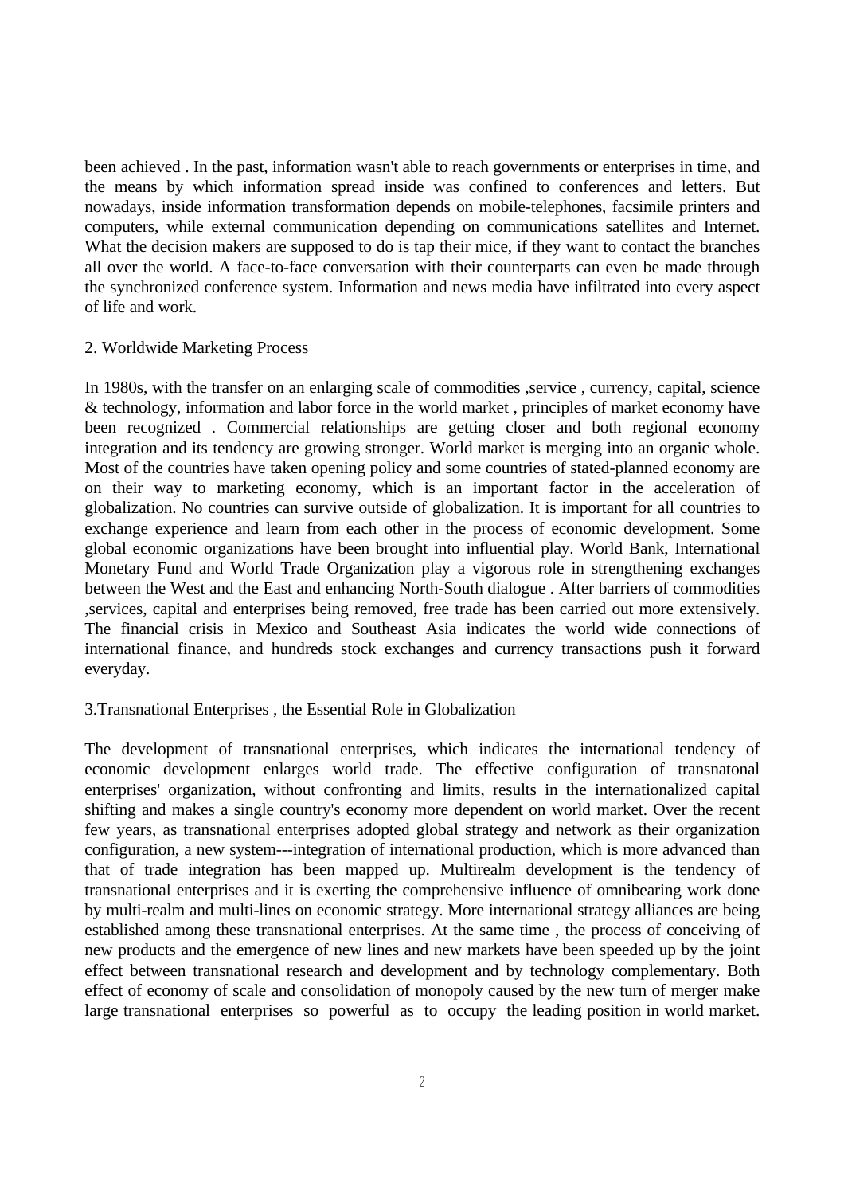been achieved . In the past, information wasn't able to reach governments or enterprises in time, and the means by which information spread inside was confined to conferences and letters. But nowadays, inside information transformation depends on mobile-telephones, facsimile printers and computers, while external communication depending on communications satellites and Internet. What the decision makers are supposed to do is tap their mice, if they want to contact the branches all over the world. A face-to-face conversation with their counterparts can even be made through the synchronized conference system. Information and news media have infiltrated into every aspect of life and work.

## 2. Worldwide Marketing Process

In 1980s, with the transfer on an enlarging scale of commodities ,service , currency, capital, science & technology, information and labor force in the world market , principles of market economy have been recognized . Commercial relationships are getting closer and both regional economy integration and its tendency are growing stronger. World market is merging into an organic whole. Most of the countries have taken opening policy and some countries of stated-planned economy are on their way to marketing economy, which is an important factor in the acceleration of globalization. No countries can survive outside of globalization. It is important for all countries to exchange experience and learn from each other in the process of economic development. Some global economic organizations have been brought into influential play. World Bank, International Monetary Fund and World Trade Organization play a vigorous role in strengthening exchanges between the West and the East and enhancing North-South dialogue . After barriers of commodities ,services, capital and enterprises being removed, free trade has been carried out more extensively. The financial crisis in Mexico and Southeast Asia indicates the world wide connections of international finance, and hundreds stock exchanges and currency transactions push it forward everyday.

## 3.Transnational Enterprises , the Essential Role in Globalization

The development of transnational enterprises, which indicates the international tendency of economic development enlarges world trade. The effective configuration of transnatonal enterprises' organization, without confronting and limits, results in the internationalized capital shifting and makes a single country's economy more dependent on world market. Over the recent few years, as transnational enterprises adopted global strategy and network as their organization configuration, a new system---integration of international production, which is more advanced than that of trade integration has been mapped up. Multirealm development is the tendency of transnational enterprises and it is exerting the comprehensive influence of omnibearing work done by multi-realm and multi-lines on economic strategy. More international strategy alliances are being established among these transnational enterprises. At the same time , the process of conceiving of new products and the emergence of new lines and new markets have been speeded up by the joint effect between transnational research and development and by technology complementary. Both effect of economy of scale and consolidation of monopoly caused by the new turn of merger make large transnational enterprises so powerful as to occupy the leading position in world market.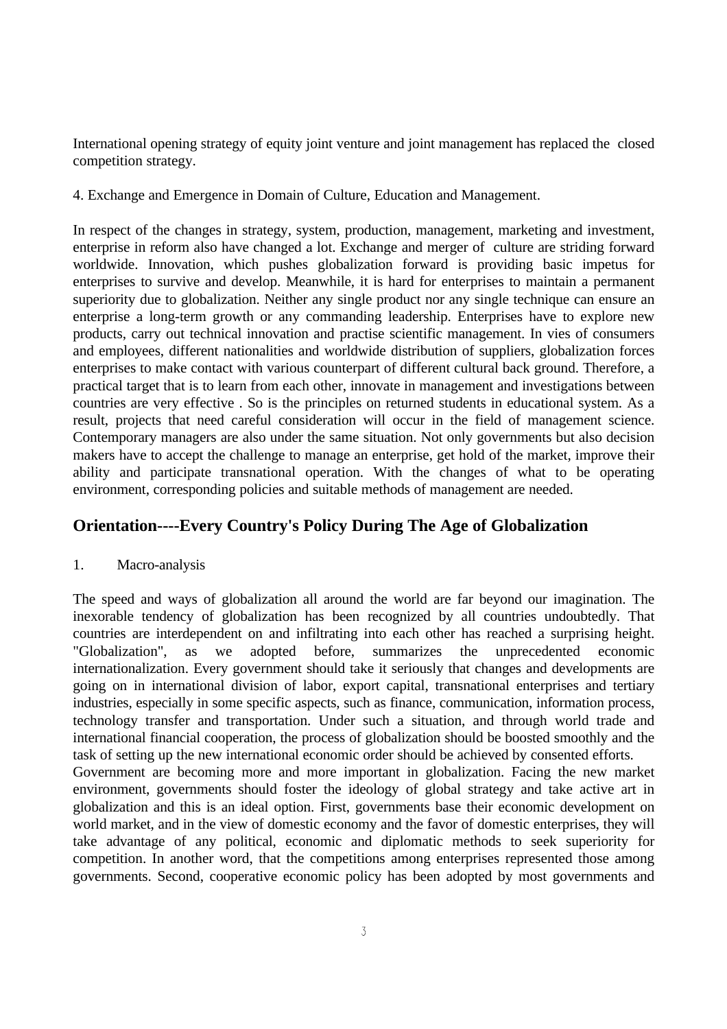International opening strategy of equity joint venture and joint management has replaced the closed competition strategy.

4. Exchange and Emergence in Domain of Culture, Education and Management.

In respect of the changes in strategy, system, production, management, marketing and investment, enterprise in reform also have changed a lot. Exchange and merger of culture are striding forward worldwide. Innovation, which pushes globalization forward is providing basic impetus for enterprises to survive and develop. Meanwhile, it is hard for enterprises to maintain a permanent superiority due to globalization. Neither any single product nor any single technique can ensure an enterprise a long-term growth or any commanding leadership. Enterprises have to explore new products, carry out technical innovation and practise scientific management. In vies of consumers and employees, different nationalities and worldwide distribution of suppliers, globalization forces enterprises to make contact with various counterpart of different cultural back ground. Therefore, a practical target that is to learn from each other, innovate in management and investigations between countries are very effective . So is the principles on returned students in educational system. As a result, projects that need careful consideration will occur in the field of management science. Contemporary managers are also under the same situation. Not only governments but also decision makers have to accept the challenge to manage an enterprise, get hold of the market, improve their ability and participate transnational operation. With the changes of what to be operating environment, corresponding policies and suitable methods of management are needed.

## Orientation----Every Country's Policy During The Age of Globalization

1. Macro-analysis

The speed and ways of globalization all around the world are far beyond our imagination. The inexorable tendency of globalization has been recognized by all countries undoubtedly. That countries are interdependent on and infiltrating into each other has reached a surprising height. "Globalization", as we adopted before, summarizes the unprecedented economic internationalization. Every government should take it seriously that changes and developments are going on in international division of labor, export capital, transnational enterprises and tertiary industries, especially in some specific aspects, such as finance, communication, information process, technology transfer and transportation. Under such a situation, and through world trade and international financial cooperation, the process of globalization should be boosted smoothly and the task of setting up the new international economic order should be achieved by consented efforts.
Government are becoming more and more important in globalization. Facing the new market environment, governments should foster the ideology of global strategy and take active art in globalization and this is an ideal option. First, governments base their economic development on world market, and in the view of domestic economy and the favor of domestic enterprises, they will take advantage of any political, economic and diplomatic methods to seek superiority for competition. In another word, that the competitions among enterprises represented those among governments. Second, cooperative economic policy has been adopted by most governments and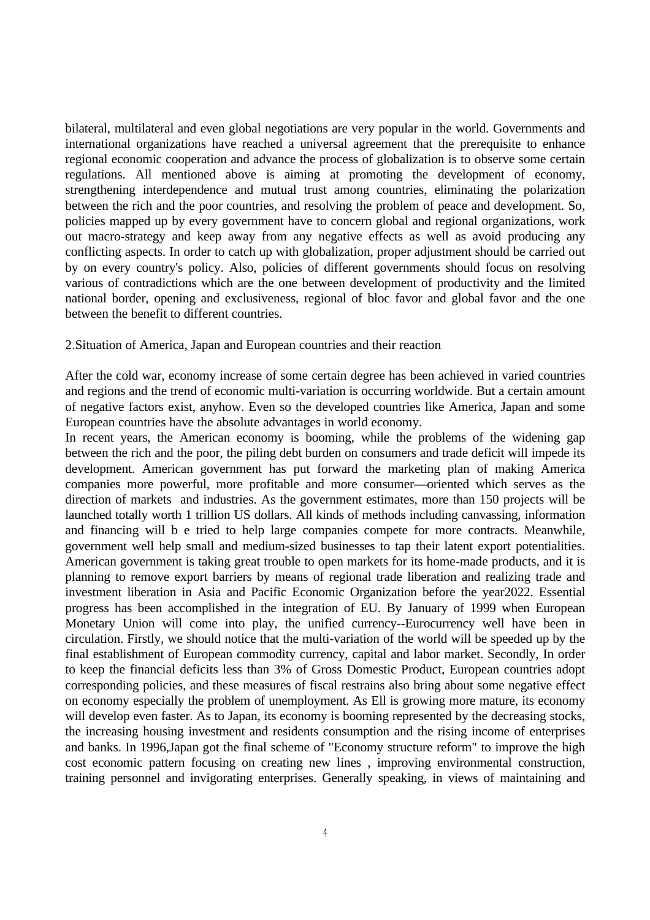bilateral, multilateral and even global negotiations are very popular in the world. Governments and international organizations have reached a universal agreement that the prerequisite to enhance regional economic cooperation and advance the process of globalization is to observe some certain regulations. All mentioned above is aiming at promoting the development of economy, strengthening interdependence and mutual trust among countries, eliminating the polarization between the rich and the poor countries, and resolving the problem of peace and development. So, policies mapped up by every government have to concern global and regional organizations, work out macro-strategy and keep away from any negative effects as well as avoid producing any conflicting aspects. In order to catch up with globalization, proper adjustment should be carried out by on every country's policy. Also, policies of different governments should focus on resolving various of contradictions which are the one between development of productivity and the limited national border, opening and exclusiveness, regional of bloc favor and global favor and the one between the benefit to different countries.

2.Situation of America, Japan and European countries and their reaction

After the cold war, economy increase of some certain degree has been achieved in varied countries and regions and the trend of economic multi-variation is occurring worldwide. But a certain amount of negative factors exist, anyhow. Even so the developed countries like America, Japan and some European countries have the absolute advantages in world economy.
In recent years, the American economy is booming, while the problems of the widening gap between the rich and the poor, the piling debt burden on consumers and trade deficit will impede its development. American government has put forward the marketing plan of making America companies more powerful, more profitable and more consumer—oriented which serves as the direction of markets and industries. As the government estimates, more than 150 projects will be launched totally worth 1 trillion US dollars. All kinds of methods including canvassing, information and financing will b e tried to help large companies compete for more contracts. Meanwhile, government well help small and medium-sized businesses to tap their latent export potentialities. American government is taking great trouble to open markets for its home-made products, and it is planning to remove export barriers by means of regional trade liberation and realizing trade and investment liberation in Asia and Pacific Economic Organization before the year2022. Essential progress has been accomplished in the integration of EU. By January of 1999 when European Monetary Union will come into play, the unified currency--Eurocurrency well have been in circulation. Firstly, we should notice that the multi-variation of the world will be speeded up by the final establishment of European commodity currency, capital and labor market. Secondly, In order to keep the financial deficits less than 3% of Gross Domestic Product, European countries adopt corresponding policies, and these measures of fiscal restrains also bring about some negative effect on economy especially the problem of unemployment. As Ell is growing more mature, its economy will develop even faster. As to Japan, its economy is booming represented by the decreasing stocks, the increasing housing investment and residents consumption and the rising income of enterprises and banks. In 1996,Japan got the final scheme of "Economy structure reform" to improve the high cost economic pattern focusing on creating new lines , improving environmental construction, training personnel and invigorating enterprises. Generally speaking, in views of maintaining and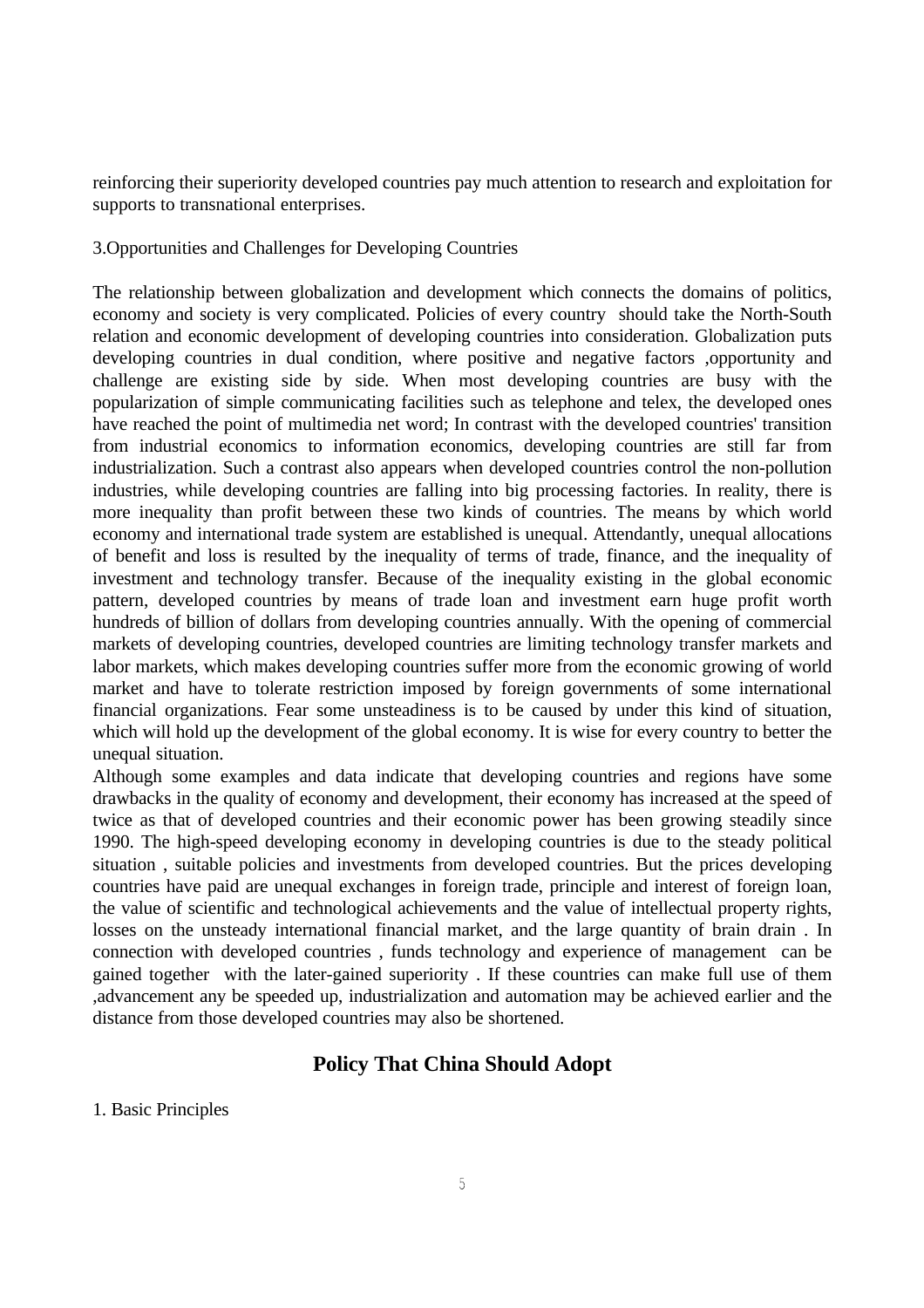reinforcing their superiority developed countries pay much attention to research and exploitation for supports to transnational enterprises.

3.Opportunities and Challenges for Developing Countries

The relationship between globalization and development which connects the domains of politics, economy and society is very complicated. Policies of every country should take the North-South relation and economic development of developing countries into consideration. Globalization puts developing countries in dual condition, where positive and negative factors ,opportunity and challenge are existing side by side. When most developing countries are busy with the popularization of simple communicating facilities such as telephone and telex, the developed ones have reached the point of multimedia net word; In contrast with the developed countries' transition from industrial economics to information economics, developing countries are still far from industrialization. Such a contrast also appears when developed countries control the non-pollution industries, while developing countries are falling into big processing factories. In reality, there is more inequality than profit between these two kinds of countries. The means by which world economy and international trade system are established is unequal. Attendantly, unequal allocations of benefit and loss is resulted by the inequality of terms of trade, finance, and the inequality of investment and technology transfer. Because of the inequality existing in the global economic pattern, developed countries by means of trade loan and investment earn huge profit worth hundreds of billion of dollars from developing countries annually. With the opening of commercial markets of developing countries, developed countries are limiting technology transfer markets and labor markets, which makes developing countries suffer more from the economic growing of world market and have to tolerate restriction imposed by foreign governments of some international financial organizations. Fear some unsteadiness is to be caused by under this kind of situation, which will hold up the development of the global economy. It is wise for every country to better the unequal situation.

Although some examples and data indicate that developing countries and regions have some drawbacks in the quality of economy and development, their economy has increased at the speed of twice as that of developed countries and their economic power has been growing steadily since 1990. The high-speed developing economy in developing countries is due to the steady political situation , suitable policies and investments from developed countries. But the prices developing countries have paid are unequal exchanges in foreign trade, principle and interest of foreign loan, the value of scientific and technological achievements and the value of intellectual property rights, losses on the unsteady international financial market, and the large quantity of brain drain . In connection with developed countries , funds technology and experience of management can be gained together with the later-gained superiority . If these countries can make full use of them ,advancement any be speeded up, industrialization and automation may be achieved earlier and the distance from those developed countries may also be shortened.

## Policy That China Should Adopt

1. Basic Principles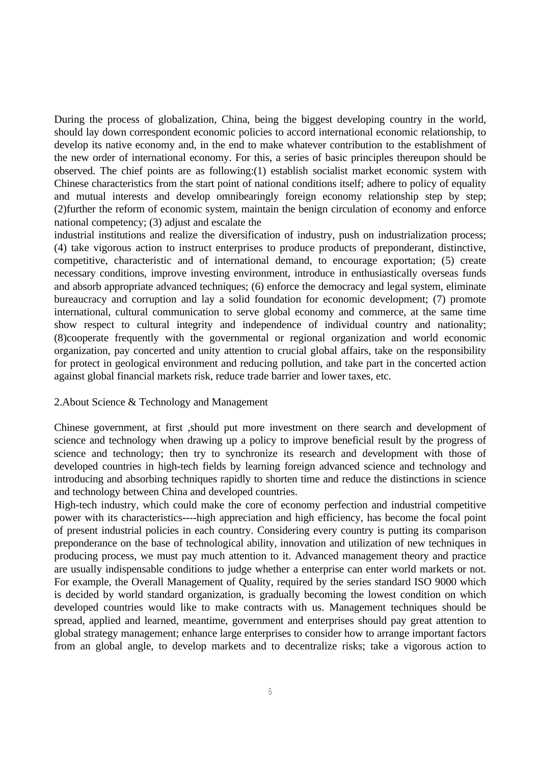During the process of globalization, China, being the biggest developing country in the world, should lay down correspondent economic policies to accord international economic relationship, to develop its native economy and, in the end to make whatever contribution to the establishment of the new order of international economy. For this, a series of basic principles thereupon should be observed. The chief points are as following:(1) establish socialist market economic system with Chinese characteristics from the start point of national conditions itself; adhere to policy of equality and mutual interests and develop omnibearingly foreign economy relationship step by step; (2)further the reform of economic system, maintain the benign circulation of economy and enforce national competency; (3) adjust and escalate the industrial institutions and realize the diversification of industry, push on industrialization process; (4) take vigorous action to instruct enterprises to produce products of preponderant, distinctive, competitive, characteristic and of international demand, to encourage exportation; (5) create necessary conditions, improve investing environment, introduce in enthusiastically overseas funds and absorb appropriate advanced techniques; (6) enforce the democracy and legal system, eliminate bureaucracy and corruption and lay a solid foundation for economic development; (7) promote international, cultural communication to serve global economy and commerce, at the same time show respect to cultural integrity and independence of individual country and nationality; (8)cooperate frequently with the governmental or regional organization and world economic organization, pay concerted and unity attention to crucial global affairs, take on the responsibility for protect in geological environment and reducing pollution, and take part in the concerted action against global financial markets risk, reduce trade barrier and lower taxes, etc.

2.About Science & Technology and Management

Chinese government, at first ,should put more investment on there search and development of science and technology when drawing up a policy to improve beneficial result by the progress of science and technology; then try to synchronize its research and development with those of developed countries in high-tech fields by learning foreign advanced science and technology and introducing and absorbing techniques rapidly to shorten time and reduce the distinctions in science and technology between China and developed countries.

High-tech industry, which could make the core of economy perfection and industrial competitive power with its characteristics----high appreciation and high efficiency, has become the focal point of present industrial policies in each country. Considering every country is putting its comparison preponderance on the base of technological ability, innovation and utilization of new techniques in producing process, we must pay much attention to it. Advanced management theory and practice are usually indispensable conditions to judge whether a enterprise can enter world markets or not. For example, the Overall Management of Quality, required by the series standard ISO 9000 which is decided by world standard organization, is gradually becoming the lowest condition on which developed countries would like to make contracts with us. Management techniques should be spread, applied and learned, meantime, government and enterprises should pay great attention to global strategy management; enhance large enterprises to consider how to arrange important factors from an global angle, to develop markets and to decentralize risks; take a vigorous action to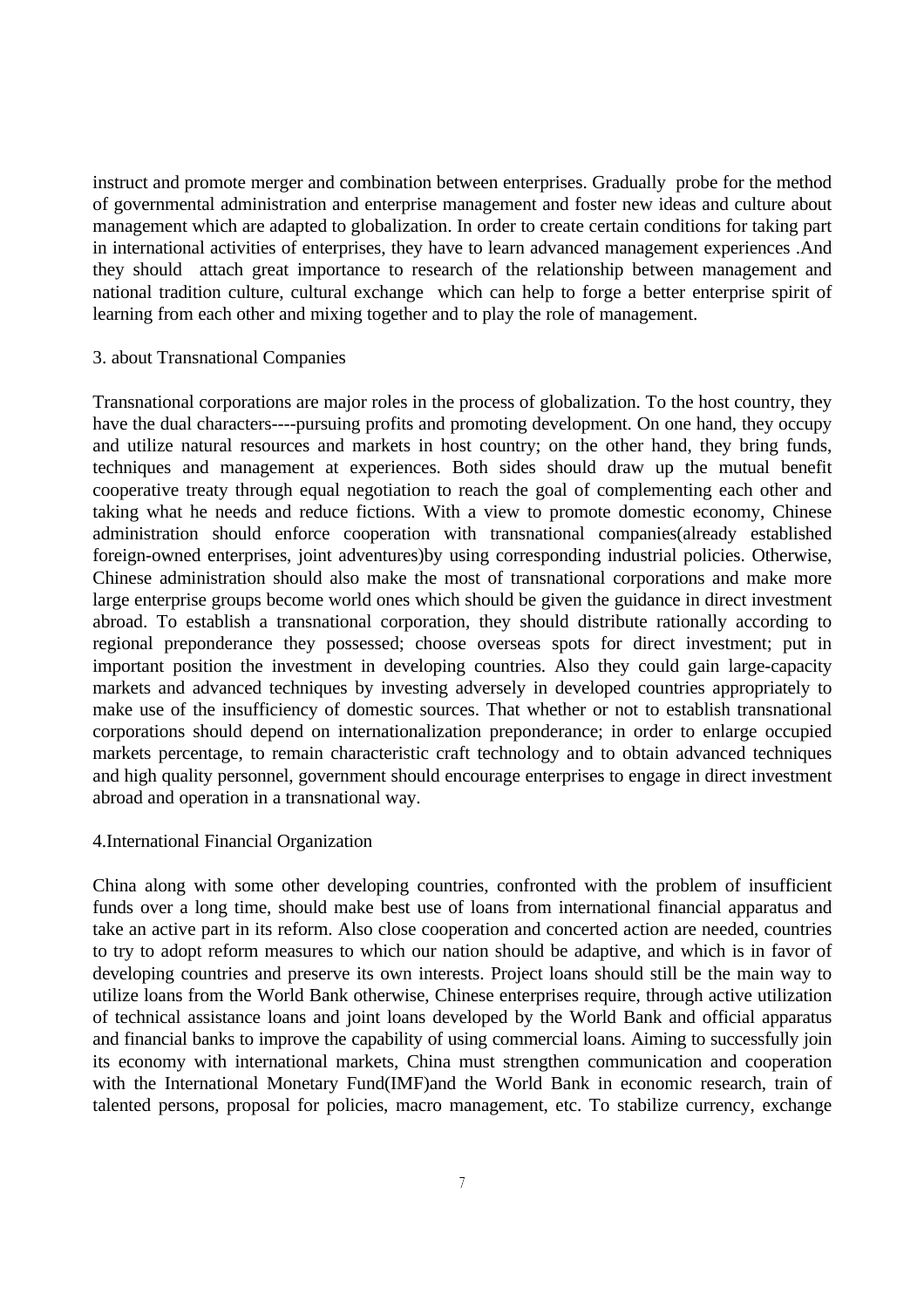instruct and promote merger and combination between enterprises. Gradually probe for the method of governmental administration and enterprise management and foster new ideas and culture about management which are adapted to globalization. In order to create certain conditions for taking part in international activities of enterprises, they have to learn advanced management experiences .And they should attach great importance to research of the relationship between management and national tradition culture, cultural exchange which can help to forge a better enterprise spirit of learning from each other and mixing together and to play the role of management.

### 3. about Transnational Companies

Transnational corporations are major roles in the process of globalization. To the host country, they have the dual characters----pursuing profits and promoting development. On one hand, they occupy and utilize natural resources and markets in host country; on the other hand, they bring funds, techniques and management at experiences. Both sides should draw up the mutual benefit cooperative treaty through equal negotiation to reach the goal of complementing each other and taking what he needs and reduce fictions. With a view to promote domestic economy, Chinese administration should enforce cooperation with transnational companies(already established foreign-owned enterprises, joint adventures)by using corresponding industrial policies. Otherwise, Chinese administration should also make the most of transnational corporations and make more large enterprise groups become world ones which should be given the guidance in direct investment abroad. To establish a transnational corporation, they should distribute rationally according to regional preponderance they possessed; choose overseas spots for direct investment; put in important position the investment in developing countries. Also they could gain large-capacity markets and advanced techniques by investing adversely in developed countries appropriately to make use of the insufficiency of domestic sources. That whether or not to establish transnational corporations should depend on internationalization preponderance; in order to enlarge occupied markets percentage, to remain characteristic craft technology and to obtain advanced techniques and high quality personnel, government should encourage enterprises to engage in direct investment abroad and operation in a transnational way.

### 4.International Financial Organization

China along with some other developing countries, confronted with the problem of insufficient funds over a long time, should make best use of loans from international financial apparatus and take an active part in its reform. Also close cooperation and concerted action are needed, countries to try to adopt reform measures to which our nation should be adaptive, and which is in favor of developing countries and preserve its own interests. Project loans should still be the main way to utilize loans from the World Bank otherwise, Chinese enterprises require, through active utilization of technical assistance loans and joint loans developed by the World Bank and official apparatus and financial banks to improve the capability of using commercial loans. Aiming to successfully join its economy with international markets, China must strengthen communication and cooperation with the International Monetary Fund(IMF)and the World Bank in economic research, train of talented persons, proposal for policies, macro management, etc. To stabilize currency, exchange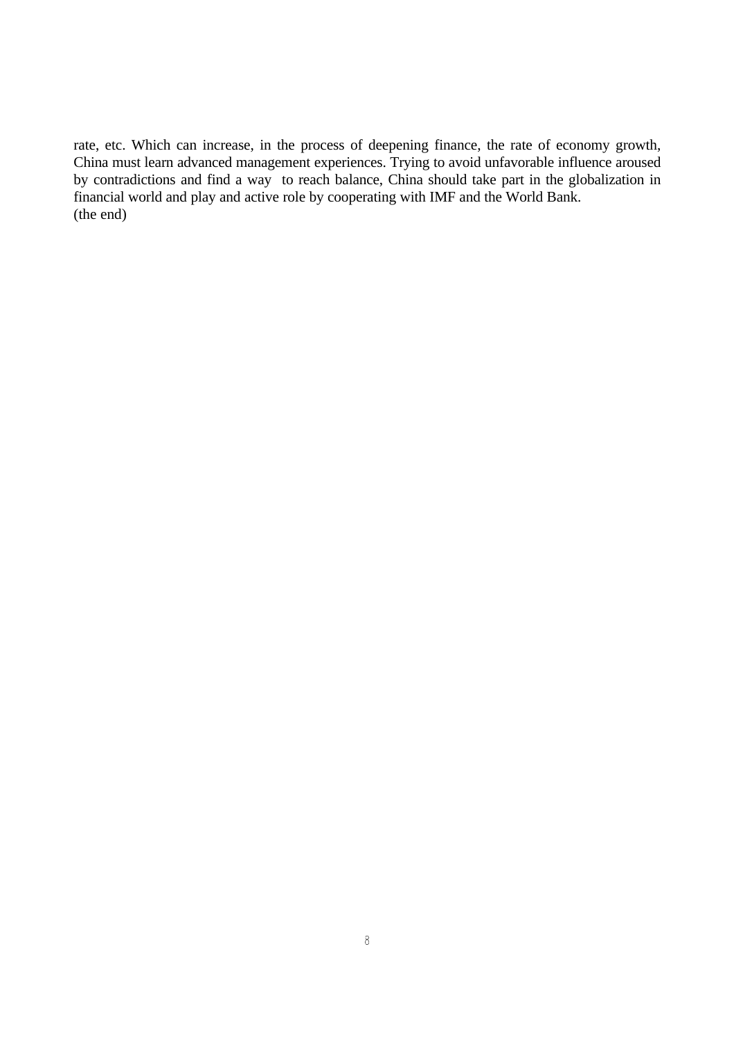rate, etc. Which can increase, in the process of deepening finance, the rate of economy growth, China must learn advanced management experiences. Trying to avoid unfavorable influence aroused by contradictions and find a way to reach balance, China should take part in the globalization in financial world and play and active role by cooperating with IMF and the World Bank.

(the end)